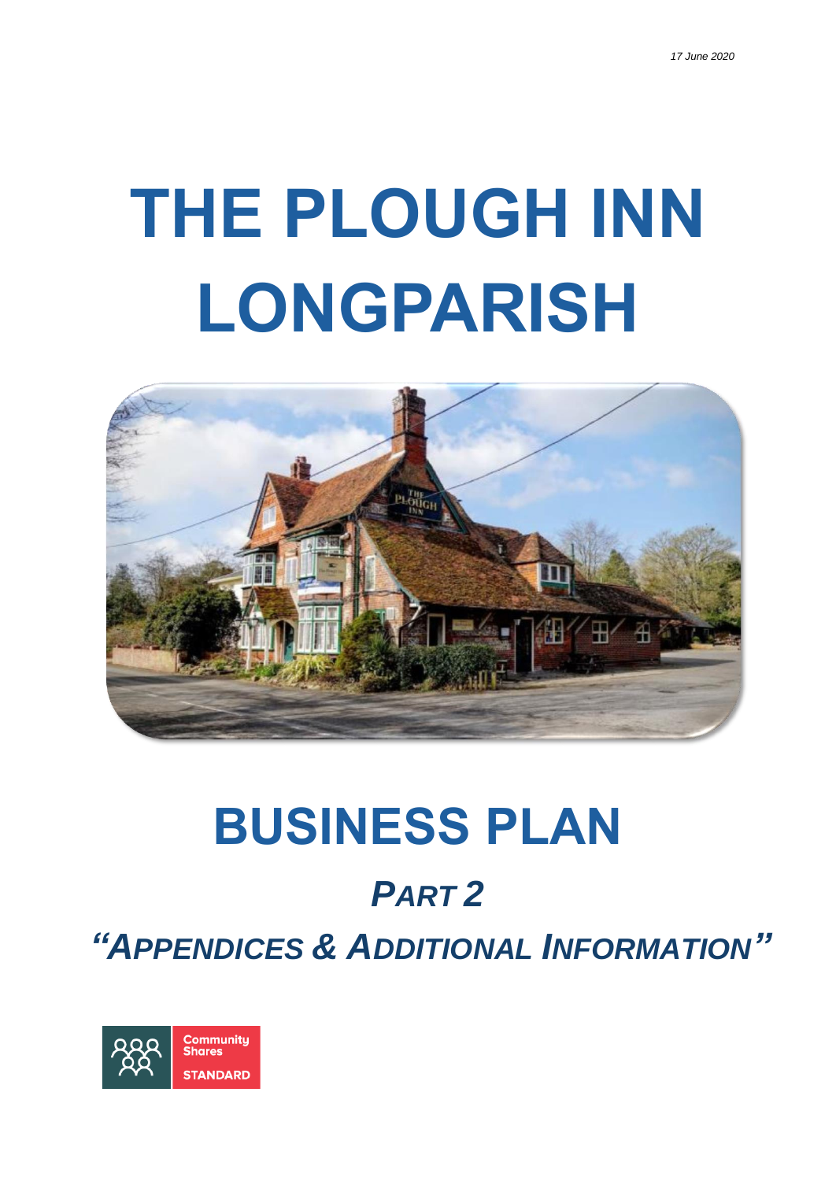*17 June 2020*

# THE PLOUGH INN LONGPARISH

# BUSINESS PLAN

## *PART 2*

## *"APPENDICES & ADDITIONAL INFORMATION"*

Community Shares STANDARD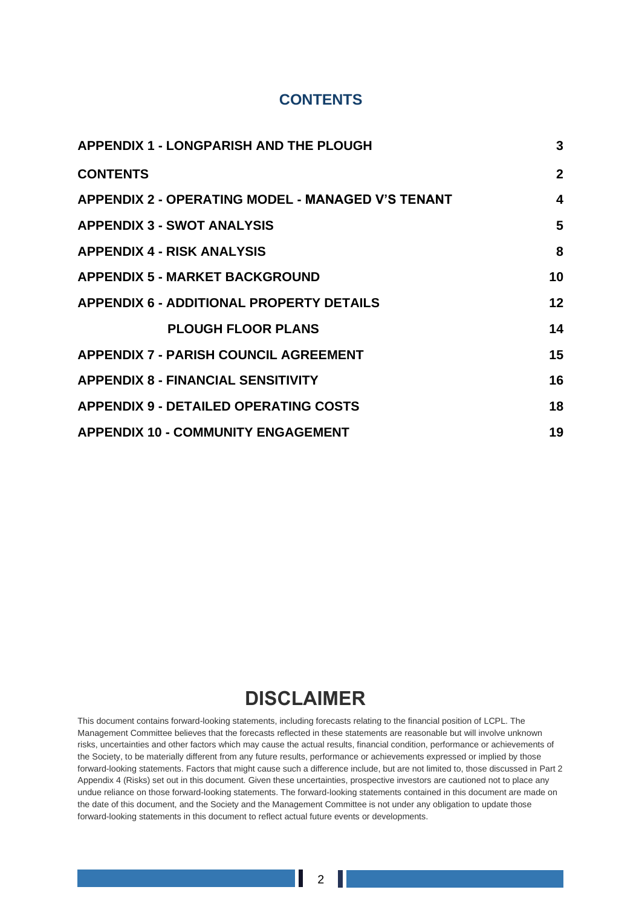## CONTENTS

| | |
|---|---|
| **APPENDIX 1 - LONGPARISH AND THE PLOUGH** | **3** |
| **CONTENTS** | **2** |
| **APPENDIX 2 - OPERATING MODEL - MANAGED V'S TENANT** | **4** |
| **APPENDIX 3 - SWOT ANALYSIS** | **5** |
| **APPENDIX 4 - RISK ANALYSIS** | **8** |
| **APPENDIX 5 - MARKET BACKGROUND** | **10** |
| **APPENDIX 6 - ADDITIONAL PROPERTY DETAILS** | **12** |
| **PLOUGH FLOOR PLANS** | **14** |
| **APPENDIX 7 - PARISH COUNCIL AGREEMENT** | **15** |
| **APPENDIX 8 - FINANCIAL SENSITIVITY** | **16** |
| **APPENDIX 9 - DETAILED OPERATING COSTS** | **18** |
| **APPENDIX 10 - COMMUNITY ENGAGEMENT** | **19** |

## DISCLAIMER

This document contains forward-looking statements, including forecasts relating to the financial position of LCPL. The Management Committee believes that the forecasts reflected in these statements are reasonable but will involve unknown risks, uncertainties and other factors which may cause the actual results, financial condition, performance or achievements of the Society, to be materially different from any future results, performance or achievements expressed or implied by those forward-looking statements. Factors that might cause such a difference include, but are not limited to, those discussed in Part 2 Appendix 4 (Risks) set out in this document. Given these uncertainties, prospective investors are cautioned not to place any undue reliance on those forward-looking statements. The forward-looking statements contained in this document are made on the date of this document, and the Society and the Management Committee is not under any obligation to update those forward-looking statements in this document to reflect actual future events or developments.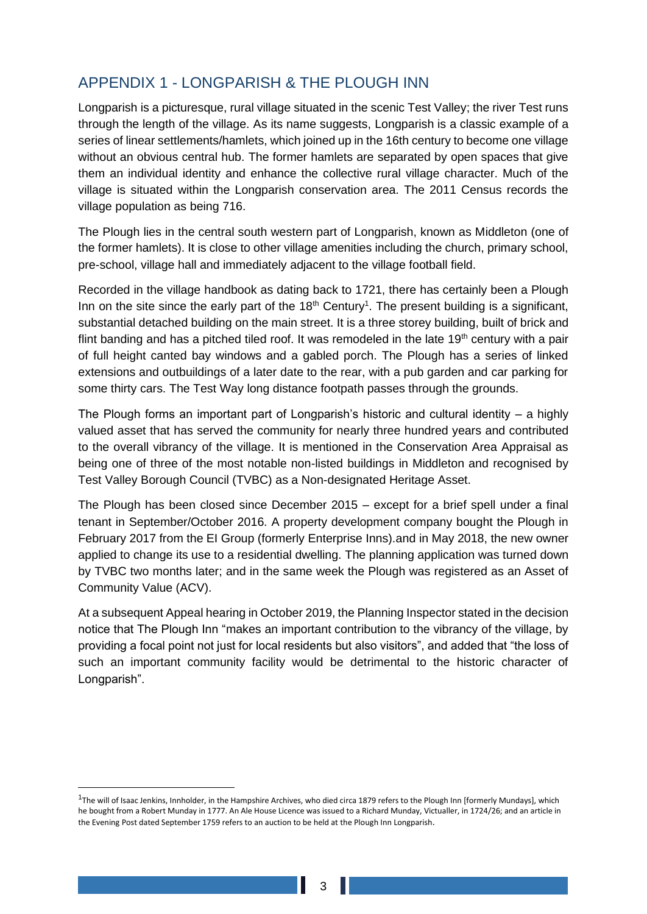## APPENDIX 1 - LONGPARISH & THE PLOUGH INN

Longparish is a picturesque, rural village situated in the scenic Test Valley; the river Test runs through the length of the village. As its name suggests, Longparish is a classic example of a series of linear settlements/hamlets, which joined up in the 16th century to become one village without an obvious central hub. The former hamlets are separated by open spaces that give them an individual identity and enhance the collective rural village character. Much of the village is situated within the Longparish conservation area. The 2011 Census records the village population as being 716.

The Plough lies in the central south western part of Longparish, known as Middleton (one of the former hamlets). It is close to other village amenities including the church, primary school, pre-school, village hall and immediately adjacent to the village football field.

Recorded in the village handbook as dating back to 1721, there has certainly been a Plough Inn on the site since the early part of the 18th Century[1]. The present building is a significant, substantial detached building on the main street. It is a three storey building, built of brick and flint banding and has a pitched tiled roof. It was remodeled in the late 19th century with a pair of full height canted bay windows and a gabled porch. The Plough has a series of linked extensions and outbuildings of a later date to the rear, with a pub garden and car parking for some thirty cars. The Test Way long distance footpath passes through the grounds.

The Plough forms an important part of Longparish's historic and cultural identity – a highly valued asset that has served the community for nearly three hundred years and contributed to the overall vibrancy of the village. It is mentioned in the Conservation Area Appraisal as being one of three of the most notable non-listed buildings in Middleton and recognised by Test Valley Borough Council (TVBC) as a Non-designated Heritage Asset.

The Plough has been closed since December 2015 – except for a brief spell under a final tenant in September/October 2016. A property development company bought the Plough in February 2017 from the EI Group (formerly Enterprise Inns).and in May 2018, the new owner applied to change its use to a residential dwelling. The planning application was turned down by TVBC two months later; and in the same week the Plough was registered as an Asset of Community Value (ACV).

At a subsequent Appeal hearing in October 2019, the Planning Inspector stated in the decision notice that The Plough Inn "makes an important contribution to the vibrancy of the village, by providing a focal point not just for local residents but also visitors", and added that "the loss of such an important community facility would be detrimental to the historic character of Longparish".

---

[1] The will of Isaac Jenkins, Innholder, in the Hampshire Archives, who died circa 1879 refers to the Plough Inn [formerly Mundays], which he bought from a Robert Munday in 1777. An Ale House Licence was issued to a Richard Munday, Victualler, in 1724/26; and an article in the Evening Post dated September 1759 refers to an auction to be held at the Plough Inn Longparish.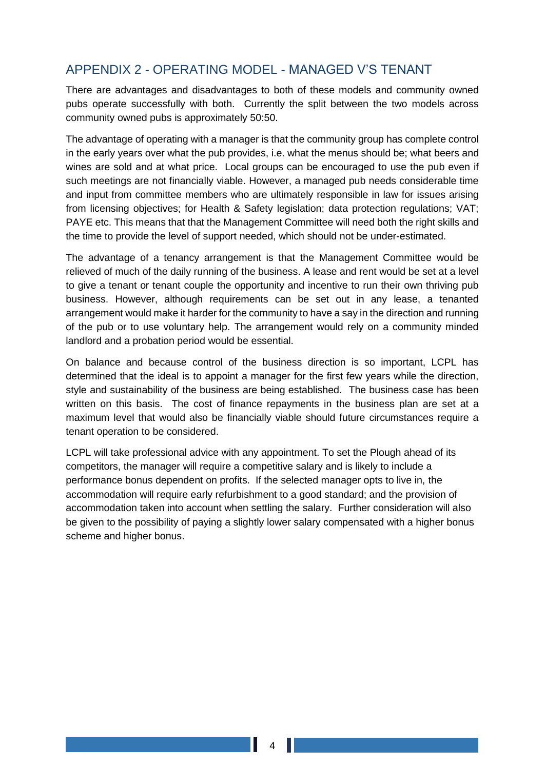## APPENDIX 2 - OPERATING MODEL - MANAGED V'S TENANT

There are advantages and disadvantages to both of these models and community owned pubs operate successfully with both. Currently the split between the two models across community owned pubs is approximately 50:50.

The advantage of operating with a manager is that the community group has complete control in the early years over what the pub provides, i.e. what the menus should be; what beers and wines are sold and at what price. Local groups can be encouraged to use the pub even if such meetings are not financially viable. However, a managed pub needs considerable time and input from committee members who are ultimately responsible in law for issues arising from licensing objectives; for Health & Safety legislation; data protection regulations; VAT; PAYE etc. This means that that the Management Committee will need both the right skills and the time to provide the level of support needed, which should not be under-estimated.

The advantage of a tenancy arrangement is that the Management Committee would be relieved of much of the daily running of the business. A lease and rent would be set at a level to give a tenant or tenant couple the opportunity and incentive to run their own thriving pub business. However, although requirements can be set out in any lease, a tenanted arrangement would make it harder for the community to have a say in the direction and running of the pub or to use voluntary help. The arrangement would rely on a community minded landlord and a probation period would be essential.

On balance and because control of the business direction is so important, LCPL has determined that the ideal is to appoint a manager for the first few years while the direction, style and sustainability of the business are being established. The business case has been written on this basis. The cost of finance repayments in the business plan are set at a maximum level that would also be financially viable should future circumstances require a tenant operation to be considered.

LCPL will take professional advice with any appointment. To set the Plough ahead of its competitors, the manager will require a competitive salary and is likely to include a performance bonus dependent on profits. If the selected manager opts to live in, the accommodation will require early refurbishment to a good standard; and the provision of accommodation taken into account when settling the salary. Further consideration will also be given to the possibility of paying a slightly lower salary compensated with a higher bonus scheme and higher bonus.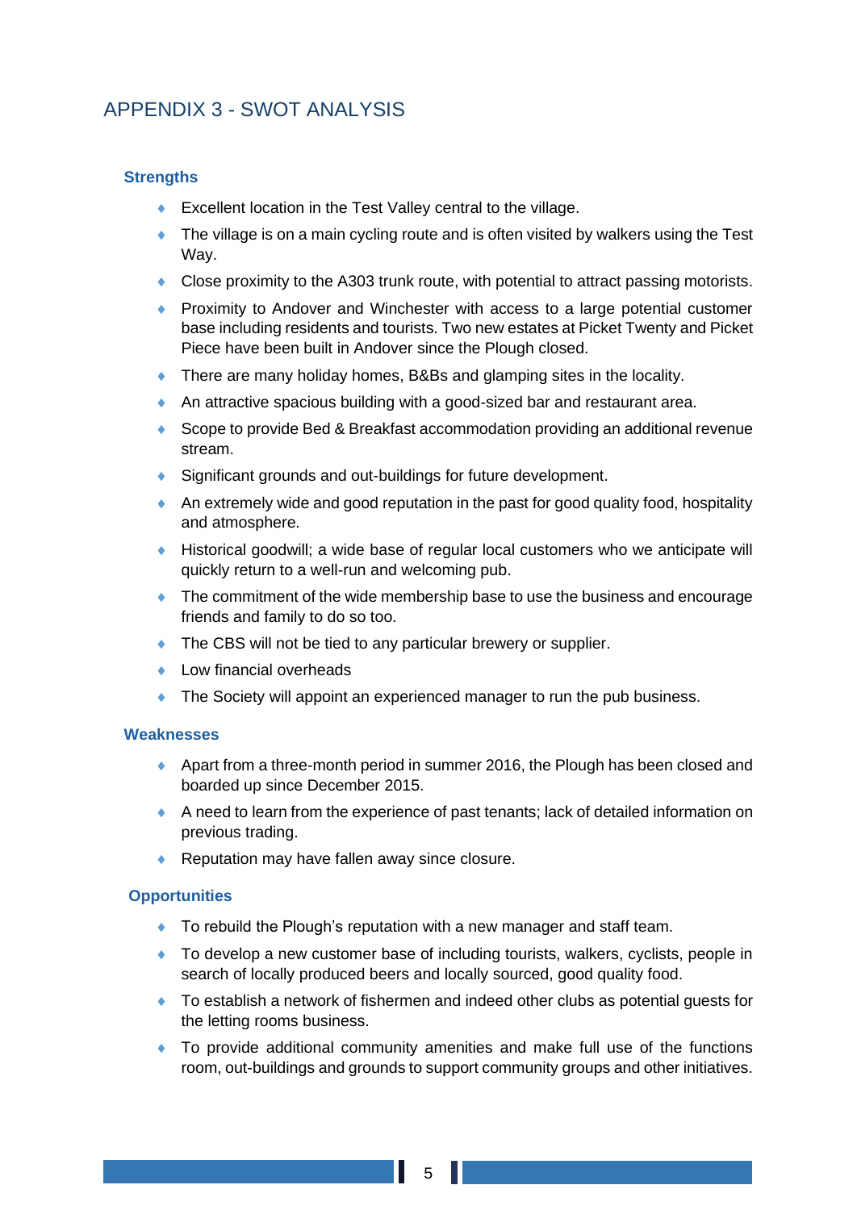# APPENDIX 3 - SWOT ANALYSIS

### Strengths

- Excellent location in the Test Valley central to the village.
- The village is on a main cycling route and is often visited by walkers using the Test Way.
- Close proximity to the A303 trunk route, with potential to attract passing motorists.
- Proximity to Andover and Winchester with access to a large potential customer base including residents and tourists. Two new estates at Picket Twenty and Picket Piece have been built in Andover since the Plough closed.
- There are many holiday homes, B&Bs and glamping sites in the locality.
- An attractive spacious building with a good-sized bar and restaurant area.
- Scope to provide Bed & Breakfast accommodation providing an additional revenue stream.
- Significant grounds and out-buildings for future development.
- An extremely wide and good reputation in the past for good quality food, hospitality and atmosphere.
- Historical goodwill; a wide base of regular local customers who we anticipate will quickly return to a well-run and welcoming pub.
- The commitment of the wide membership base to use the business and encourage friends and family to do so too.
- The CBS will not be tied to any particular brewery or supplier.
- Low financial overheads
- The Society will appoint an experienced manager to run the pub business.

### Weaknesses

- Apart from a three-month period in summer 2016, the Plough has been closed and boarded up since December 2015.
- A need to learn from the experience of past tenants; lack of detailed information on previous trading.
- Reputation may have fallen away since closure.

### Opportunities

- To rebuild the Plough's reputation with a new manager and staff team.
- To develop a new customer base of including tourists, walkers, cyclists, people in search of locally produced beers and locally sourced, good quality food.
- To establish a network of fishermen and indeed other clubs as potential guests for the letting rooms business.
- To provide additional community amenities and make full use of the functions room, out-buildings and grounds to support community groups and other initiatives.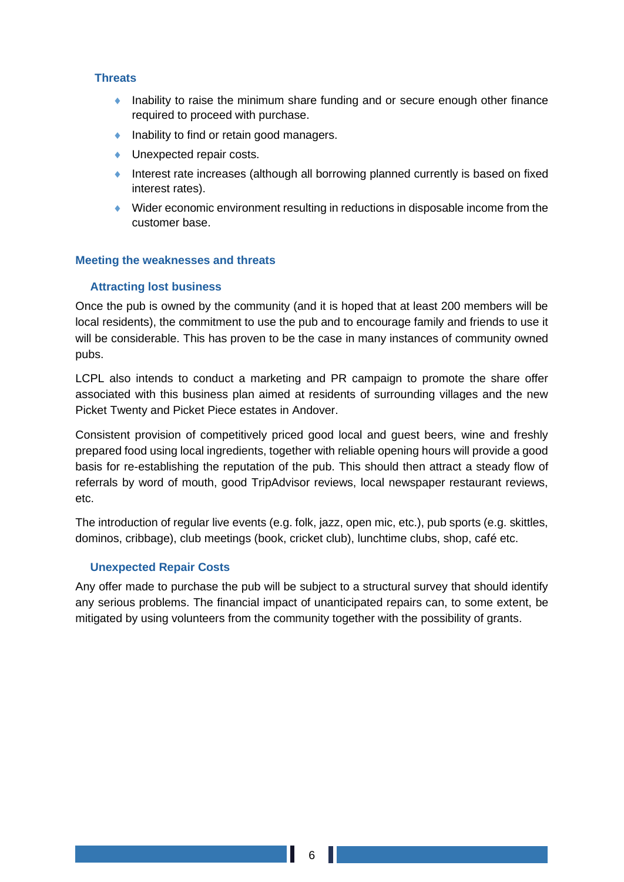### Threats

- Inability to raise the minimum share funding and or secure enough other finance required to proceed with purchase.
- Inability to find or retain good managers.
- Unexpected repair costs.
- Interest rate increases (although all borrowing planned currently is based on fixed interest rates).
- Wider economic environment resulting in reductions in disposable income from the customer base.

## Meeting the weaknesses and threats

### Attracting lost business

Once the pub is owned by the community (and it is hoped that at least 200 members will be local residents), the commitment to use the pub and to encourage family and friends to use it will be considerable. This has proven to be the case in many instances of community owned pubs.

LCPL also intends to conduct a marketing and PR campaign to promote the share offer associated with this business plan aimed at residents of surrounding villages and the new Picket Twenty and Picket Piece estates in Andover.

Consistent provision of competitively priced good local and guest beers, wine and freshly prepared food using local ingredients, together with reliable opening hours will provide a good basis for re-establishing the reputation of the pub. This should then attract a steady flow of referrals by word of mouth, good TripAdvisor reviews, local newspaper restaurant reviews, etc.

The introduction of regular live events (e.g. folk, jazz, open mic, etc.), pub sports (e.g. skittles, dominos, cribbage), club meetings (book, cricket club), lunchtime clubs, shop, café etc.

### Unexpected Repair Costs

Any offer made to purchase the pub will be subject to a structural survey that should identify any serious problems. The financial impact of unanticipated repairs can, to some extent, be mitigated by using volunteers from the community together with the possibility of grants.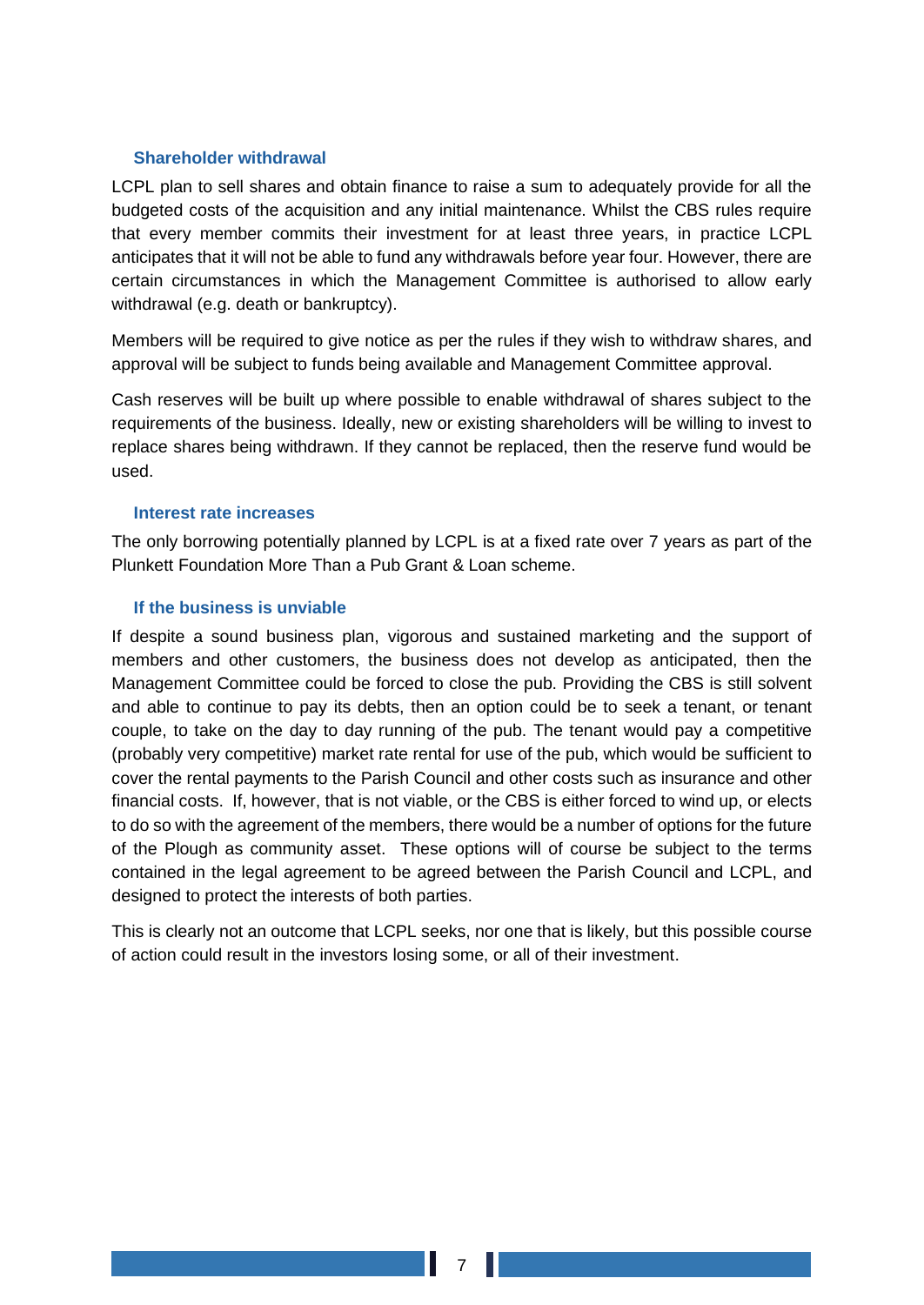### Shareholder withdrawal

LCPL plan to sell shares and obtain finance to raise a sum to adequately provide for all the budgeted costs of the acquisition and any initial maintenance. Whilst the CBS rules require that every member commits their investment for at least three years, in practice LCPL anticipates that it will not be able to fund any withdrawals before year four. However, there are certain circumstances in which the Management Committee is authorised to allow early withdrawal (e.g. death or bankruptcy).

Members will be required to give notice as per the rules if they wish to withdraw shares, and approval will be subject to funds being available and Management Committee approval.

Cash reserves will be built up where possible to enable withdrawal of shares subject to the requirements of the business. Ideally, new or existing shareholders will be willing to invest to replace shares being withdrawn. If they cannot be replaced, then the reserve fund would be used.

### Interest rate increases

The only borrowing potentially planned by LCPL is at a fixed rate over 7 years as part of the Plunkett Foundation More Than a Pub Grant & Loan scheme.

### If the business is unviable

If despite a sound business plan, vigorous and sustained marketing and the support of members and other customers, the business does not develop as anticipated, then the Management Committee could be forced to close the pub. Providing the CBS is still solvent and able to continue to pay its debts, then an option could be to seek a tenant, or tenant couple, to take on the day to day running of the pub. The tenant would pay a competitive (probably very competitive) market rate rental for use of the pub, which would be sufficient to cover the rental payments to the Parish Council and other costs such as insurance and other financial costs. If, however, that is not viable, or the CBS is either forced to wind up, or elects to do so with the agreement of the members, there would be a number of options for the future of the Plough as community asset. These options will of course be subject to the terms contained in the legal agreement to be agreed between the Parish Council and LCPL, and designed to protect the interests of both parties.

This is clearly not an outcome that LCPL seeks, nor one that is likely, but this possible course of action could result in the investors losing some, or all of their investment.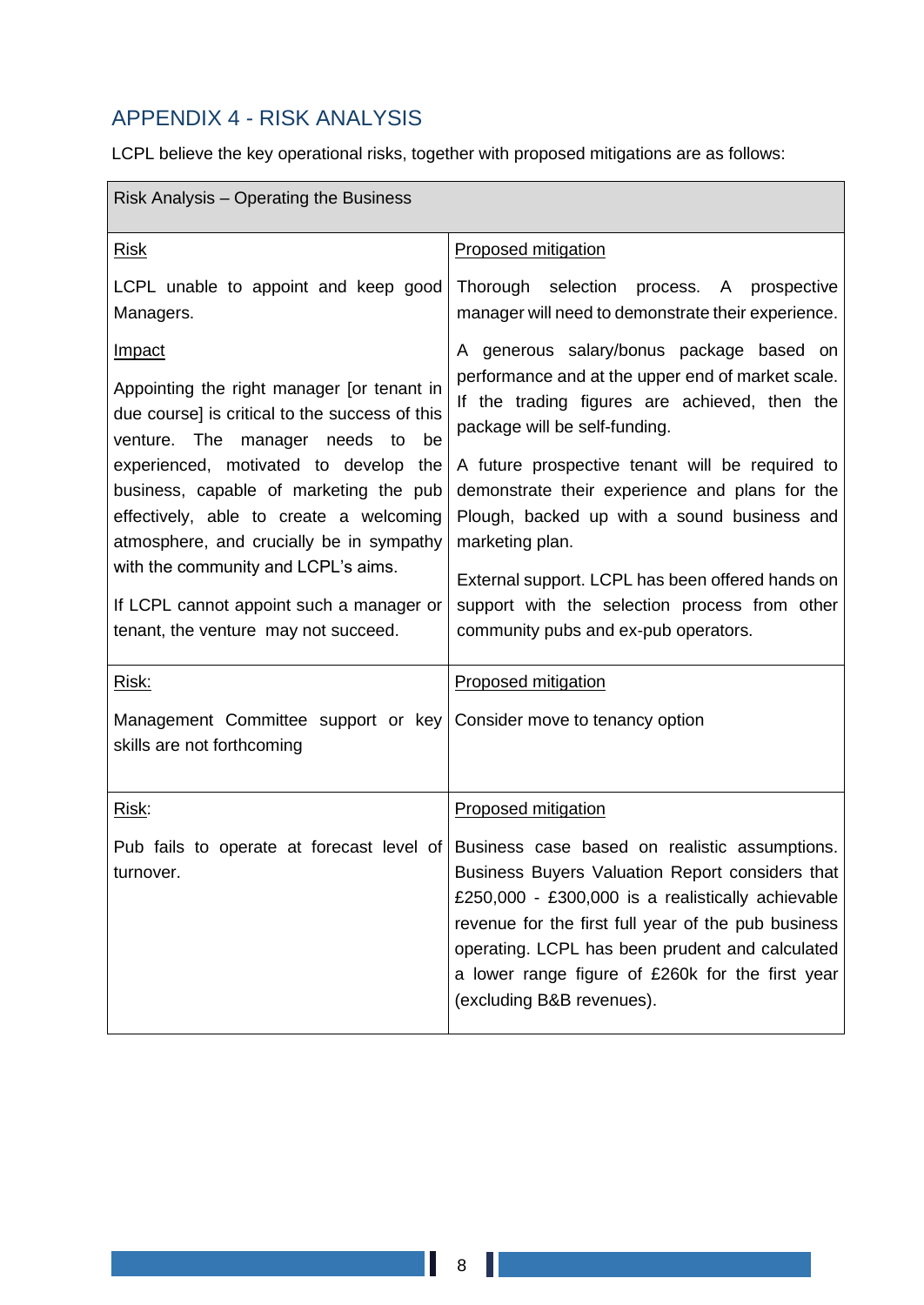## APPENDIX 4 - RISK ANALYSIS

LCPL believe the key operational risks, together with proposed mitigations are as follows:

| Risk Analysis – Operating the Business | |
|---|---|
| <u>Risk</u><br><br>LCPL unable to appoint and keep good Managers.<br><br><u>Impact</u><br><br>Appointing the right manager [or tenant in due course] is critical to the success of this venture. The manager needs to be experienced, motivated to develop the business, capable of marketing the pub effectively, able to create a welcoming atmosphere, and crucially be in sympathy with the community and LCPL's aims.<br><br>If LCPL cannot appoint such a manager or tenant, the venture may not succeed. | <u>Proposed mitigation</u><br><br>Thorough selection process. A prospective manager will need to demonstrate their experience.<br><br>A generous salary/bonus package based on performance and at the upper end of market scale. If the trading figures are achieved, then the package will be self-funding.<br><br>A future prospective tenant will be required to demonstrate their experience and plans for the Plough, backed up with a sound business and marketing plan.<br><br>External support. LCPL has been offered hands on support with the selection process from other community pubs and ex-pub operators. |
| <u>Risk:</u><br><br>Management Committee support or key skills are not forthcoming | <u>Proposed mitigation</u><br><br>Consider move to tenancy option |
| <u>Risk</u>:<br><br>Pub fails to operate at forecast level of turnover. | <u>Proposed mitigation</u><br><br>Business case based on realistic assumptions. Business Buyers Valuation Report considers that £250,000 - £300,000 is a realistically achievable revenue for the first full year of the pub business operating. LCPL has been prudent and calculated a lower range figure of £260k for the first year (excluding B&B revenues). |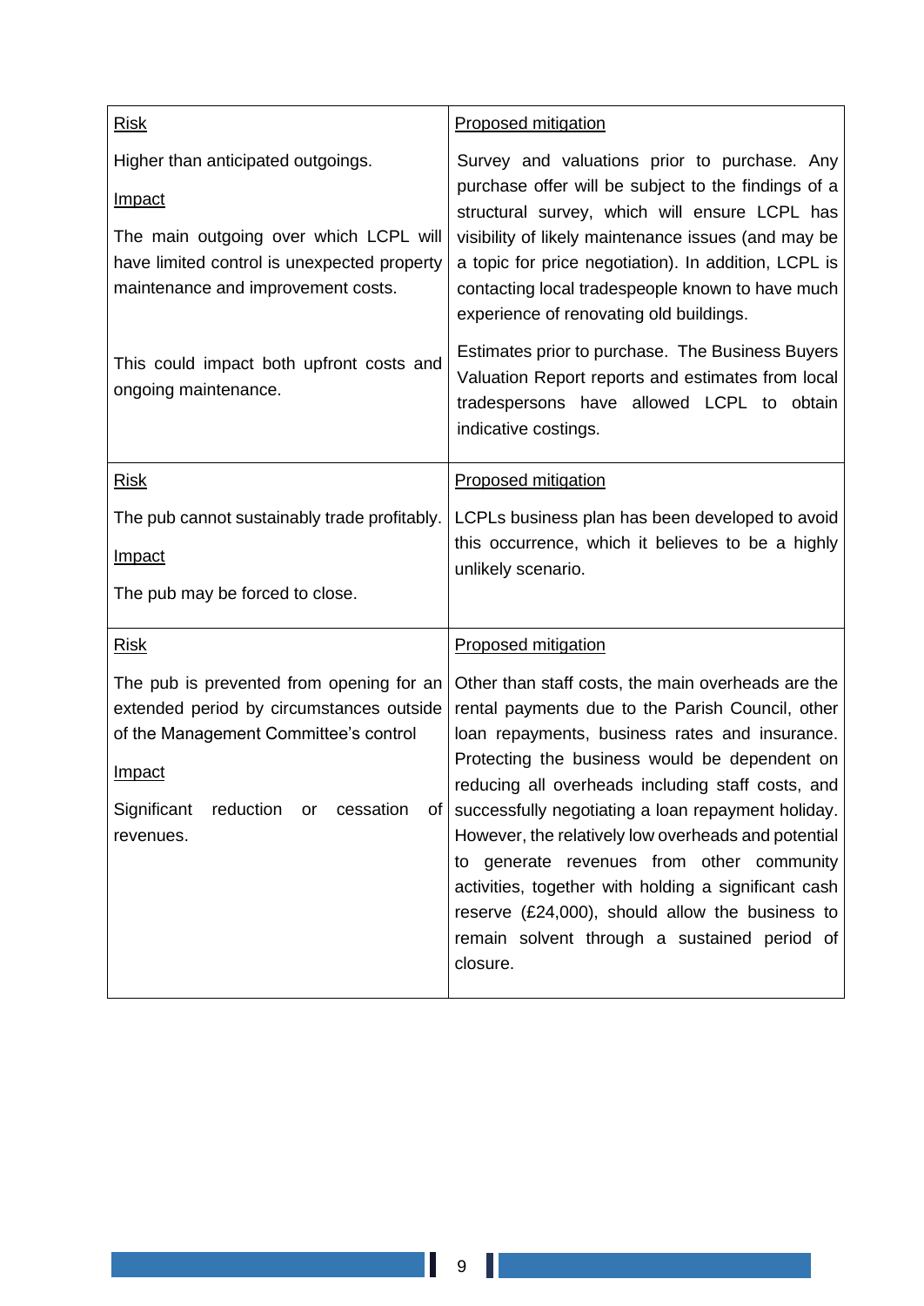| Risk | Proposed mitigation |
|---|---|
| Higher than anticipated outgoings.<br><br>Impact<br><br>The main outgoing over which LCPL will have limited control is unexpected property maintenance and improvement costs.<br><br>This could impact both upfront costs and ongoing maintenance. | Survey and valuations prior to purchase. Any purchase offer will be subject to the findings of a structural survey, which will ensure LCPL has visibility of likely maintenance issues (and may be a topic for price negotiation). In addition, LCPL is contacting local tradespeople known to have much experience of renovating old buildings.<br><br>Estimates prior to purchase. The Business Buyers Valuation Report reports and estimates from local tradespersons have allowed LCPL to obtain indicative costings. |
| Risk<br><br>The pub cannot sustainably trade profitably.<br><br>Impact<br><br>The pub may be forced to close. | Proposed mitigation<br><br>LCPLs business plan has been developed to avoid this occurrence, which it believes to be a highly unlikely scenario. |
| Risk<br><br>The pub is prevented from opening for an extended period by circumstances outside of the Management Committee's control<br><br>Impact<br><br>Significant reduction or cessation of revenues. | Proposed mitigation<br><br>Other than staff costs, the main overheads are the rental payments due to the Parish Council, other loan repayments, business rates and insurance. Protecting the business would be dependent on reducing all overheads including staff costs, and successfully negotiating a loan repayment holiday. However, the relatively low overheads and potential to generate revenues from other community activities, together with holding a significant cash reserve (£24,000), should allow the business to remain solvent through a sustained period of closure. |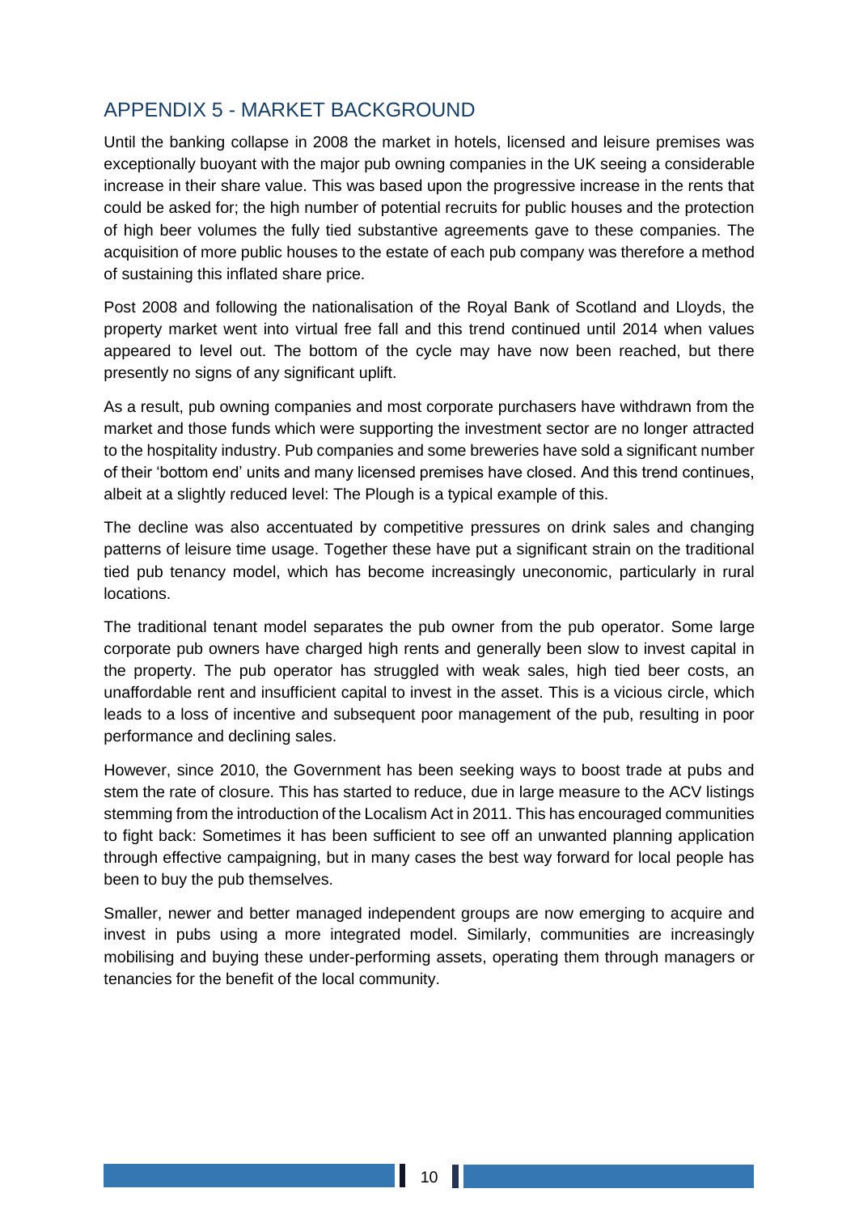## APPENDIX 5 - MARKET BACKGROUND

Until the banking collapse in 2008 the market in hotels, licensed and leisure premises was exceptionally buoyant with the major pub owning companies in the UK seeing a considerable increase in their share value. This was based upon the progressive increase in the rents that could be asked for; the high number of potential recruits for public houses and the protection of high beer volumes the fully tied substantive agreements gave to these companies. The acquisition of more public houses to the estate of each pub company was therefore a method of sustaining this inflated share price.

Post 2008 and following the nationalisation of the Royal Bank of Scotland and Lloyds, the property market went into virtual free fall and this trend continued until 2014 when values appeared to level out. The bottom of the cycle may have now been reached, but there presently no signs of any significant uplift.

As a result, pub owning companies and most corporate purchasers have withdrawn from the market and those funds which were supporting the investment sector are no longer attracted to the hospitality industry. Pub companies and some breweries have sold a significant number of their 'bottom end' units and many licensed premises have closed. And this trend continues, albeit at a slightly reduced level: The Plough is a typical example of this.

The decline was also accentuated by competitive pressures on drink sales and changing patterns of leisure time usage. Together these have put a significant strain on the traditional tied pub tenancy model, which has become increasingly uneconomic, particularly in rural locations.

The traditional tenant model separates the pub owner from the pub operator. Some large corporate pub owners have charged high rents and generally been slow to invest capital in the property. The pub operator has struggled with weak sales, high tied beer costs, an unaffordable rent and insufficient capital to invest in the asset. This is a vicious circle, which leads to a loss of incentive and subsequent poor management of the pub, resulting in poor performance and declining sales.

However, since 2010, the Government has been seeking ways to boost trade at pubs and stem the rate of closure. This has started to reduce, due in large measure to the ACV listings stemming from the introduction of the Localism Act in 2011. This has encouraged communities to fight back: Sometimes it has been sufficient to see off an unwanted planning application through effective campaigning, but in many cases the best way forward for local people has been to buy the pub themselves.

Smaller, newer and better managed independent groups are now emerging to acquire and invest in pubs using a more integrated model. Similarly, communities are increasingly mobilising and buying these under-performing assets, operating them through managers or tenancies for the benefit of the local community.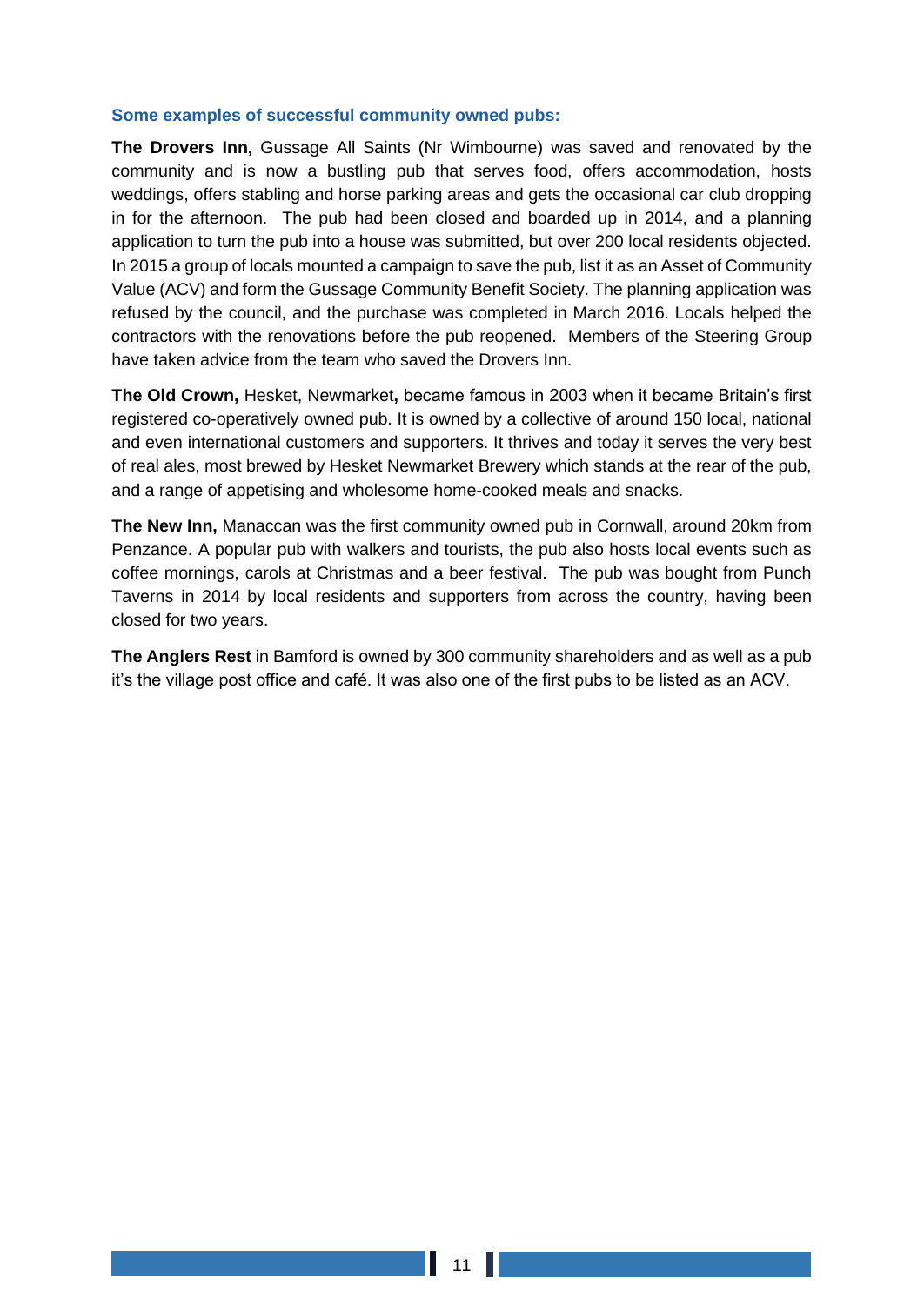### Some examples of successful community owned pubs:

**The Drovers Inn,** Gussage All Saints (Nr Wimbourne) was saved and renovated by the community and is now a bustling pub that serves food, offers accommodation, hosts weddings, offers stabling and horse parking areas and gets the occasional car club dropping in for the afternoon. The pub had been closed and boarded up in 2014, and a planning application to turn the pub into a house was submitted, but over 200 local residents objected. In 2015 a group of locals mounted a campaign to save the pub, list it as an Asset of Community Value (ACV) and form the Gussage Community Benefit Society. The planning application was refused by the council, and the purchase was completed in March 2016. Locals helped the contractors with the renovations before the pub reopened. Members of the Steering Group have taken advice from the team who saved the Drovers Inn.

**The Old Crown,** Hesket, Newmarket**,** became famous in 2003 when it became Britain's first registered co-operatively owned pub. It is owned by a collective of around 150 local, national and even international customers and supporters. It thrives and today it serves the very best of real ales, most brewed by Hesket Newmarket Brewery which stands at the rear of the pub, and a range of appetising and wholesome home-cooked meals and snacks.

**The New Inn,** Manaccan was the first community owned pub in Cornwall, around 20km from Penzance. A popular pub with walkers and tourists, the pub also hosts local events such as coffee mornings, carols at Christmas and a beer festival. The pub was bought from Punch Taverns in 2014 by local residents and supporters from across the country, having been closed for two years.

**The Anglers Rest** in Bamford is owned by 300 community shareholders and as well as a pub it's the village post office and café. It was also one of the first pubs to be listed as an ACV.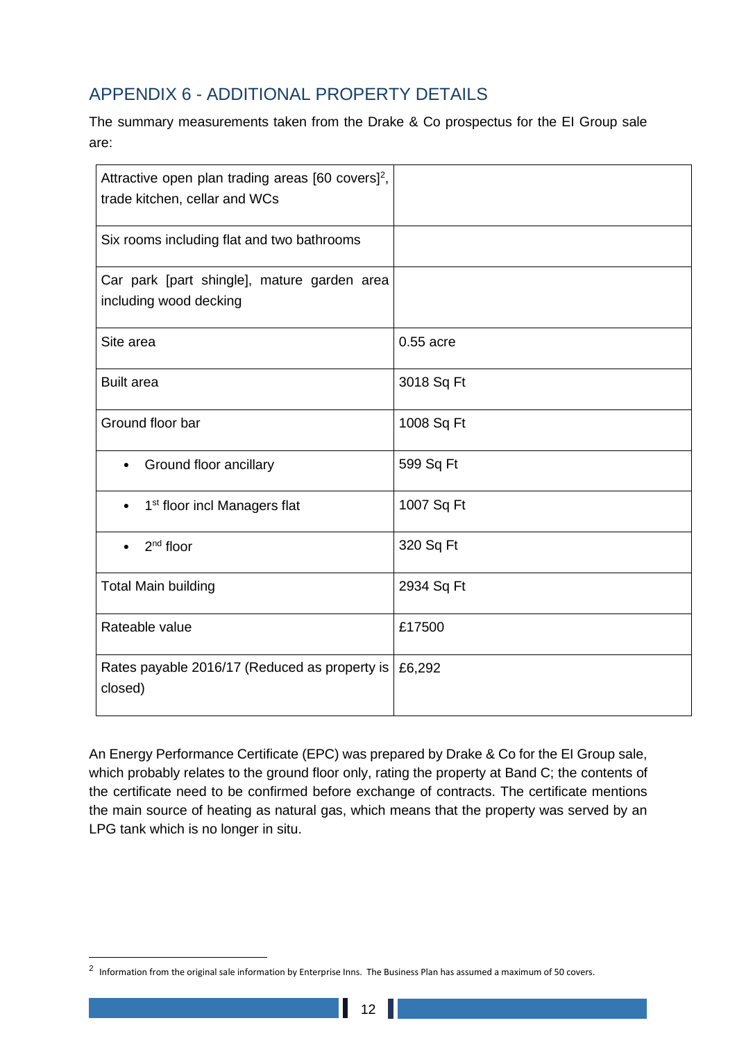## APPENDIX 6 - ADDITIONAL PROPERTY DETAILS

The summary measurements taken from the Drake & Co prospectus for the EI Group sale are:

| | |
|---|---|
| Attractive open plan trading areas [60 covers][2], trade kitchen, cellar and WCs | |
| Six rooms including flat and two bathrooms | |
| Car park [part shingle], mature garden area including wood decking | |
| Site area | 0.55 acre |
| Built area | 3018 Sq Ft |
| Ground floor bar | 1008 Sq Ft |
| • Ground floor ancillary | 599 Sq Ft |
| • 1st floor incl Managers flat | 1007 Sq Ft |
| • 2nd floor | 320 Sq Ft |
| Total Main building | 2934 Sq Ft |
| Rateable value | £17500 |
| Rates payable 2016/17 (Reduced as property is closed) | £6,292 |

An Energy Performance Certificate (EPC) was prepared by Drake & Co for the EI Group sale, which probably relates to the ground floor only, rating the property at Band C; the contents of the certificate need to be confirmed before exchange of contracts. The certificate mentions the main source of heating as natural gas, which means that the property was served by an LPG tank which is no longer in situ.

[2] Information from the original sale information by Enterprise Inns. The Business Plan has assumed a maximum of 50 covers.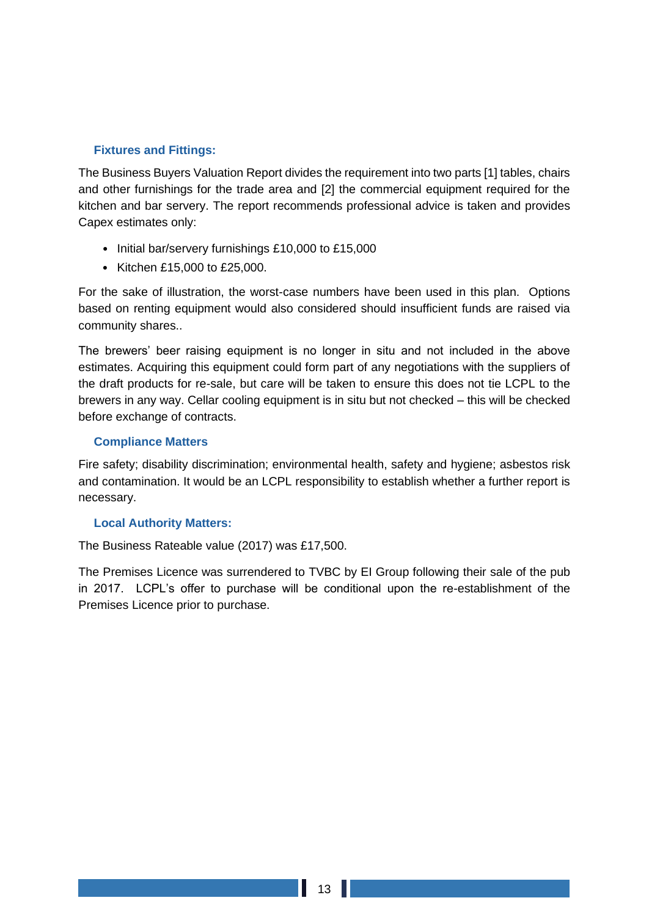### Fixtures and Fittings:

The Business Buyers Valuation Report divides the requirement into two parts [1] tables, chairs and other furnishings for the trade area and [2] the commercial equipment required for the kitchen and bar servery. The report recommends professional advice is taken and provides Capex estimates only:

- Initial bar/servery furnishings £10,000 to £15,000
- Kitchen £15,000 to £25,000.

For the sake of illustration, the worst-case numbers have been used in this plan. Options based on renting equipment would also considered should insufficient funds are raised via community shares..

The brewers' beer raising equipment is no longer in situ and not included in the above estimates. Acquiring this equipment could form part of any negotiations with the suppliers of the draft products for re-sale, but care will be taken to ensure this does not tie LCPL to the brewers in any way. Cellar cooling equipment is in situ but not checked – this will be checked before exchange of contracts.

### Compliance Matters

Fire safety; disability discrimination; environmental health, safety and hygiene; asbestos risk and contamination. It would be an LCPL responsibility to establish whether a further report is necessary.

### Local Authority Matters:

The Business Rateable value (2017) was £17,500.

The Premises Licence was surrendered to TVBC by EI Group following their sale of the pub in 2017. LCPL's offer to purchase will be conditional upon the re-establishment of the Premises Licence prior to purchase.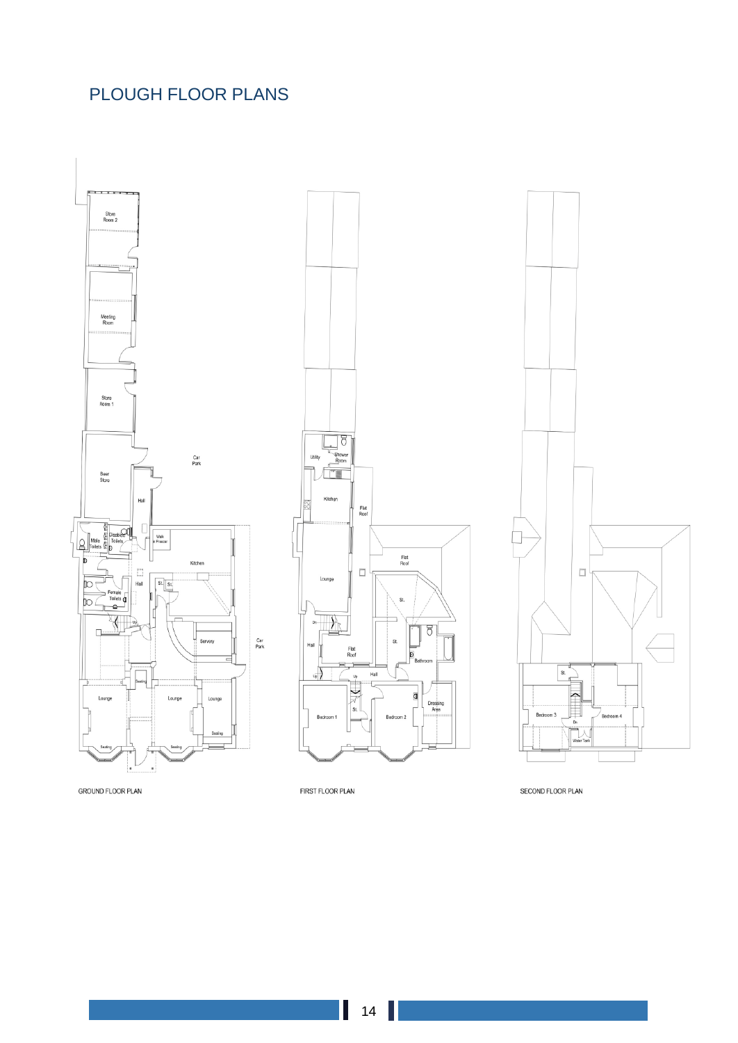# PLOUGH FLOOR PLANS

GROUND FLOOR PLAN

FIRST FLOOR PLAN

SECOND FLOOR PLAN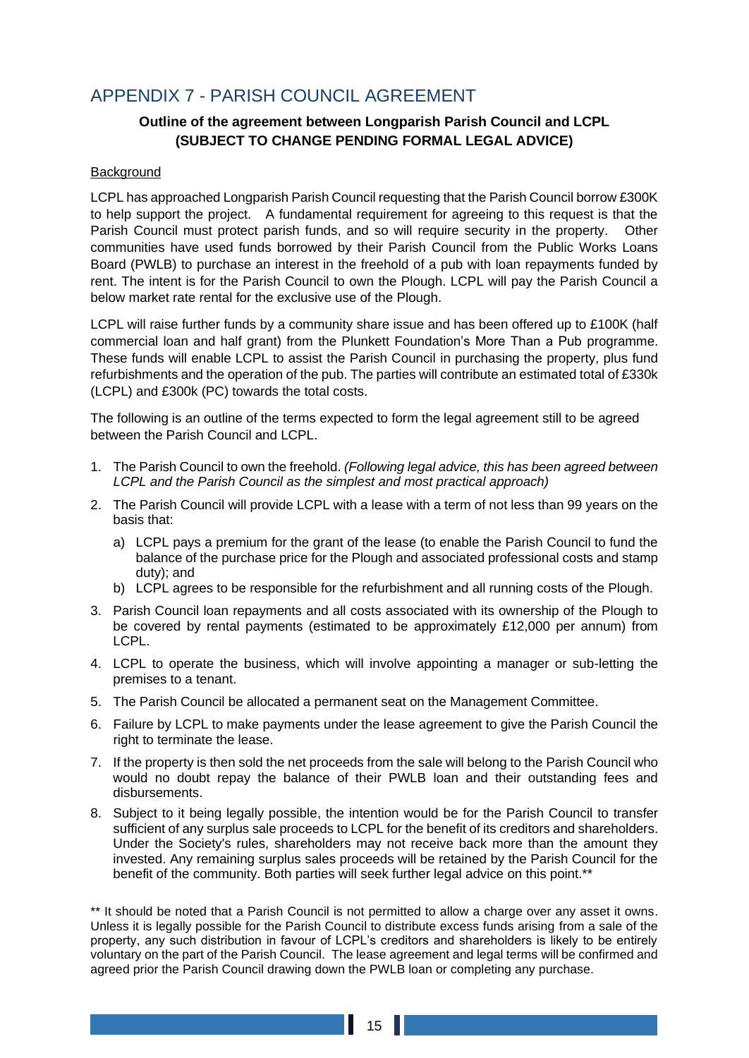# APPENDIX 7 - PARISH COUNCIL AGREEMENT

**Outline of the agreement between Longparish Parish Council and LCPL (SUBJECT TO CHANGE PENDING FORMAL LEGAL ADVICE)**

Background

LCPL has approached Longparish Parish Council requesting that the Parish Council borrow £300K to help support the project. A fundamental requirement for agreeing to this request is that the Parish Council must protect parish funds, and so will require security in the property. Other communities have used funds borrowed by their Parish Council from the Public Works Loans Board (PWLB) to purchase an interest in the freehold of a pub with loan repayments funded by rent. The intent is for the Parish Council to own the Plough. LCPL will pay the Parish Council a below market rate rental for the exclusive use of the Plough.

LCPL will raise further funds by a community share issue and has been offered up to £100K (half commercial loan and half grant) from the Plunkett Foundation's More Than a Pub programme. These funds will enable LCPL to assist the Parish Council in purchasing the property, plus fund refurbishments and the operation of the pub. The parties will contribute an estimated total of £330k (LCPL) and £300k (PC) towards the total costs.

The following is an outline of the terms expected to form the legal agreement still to be agreed between the Parish Council and LCPL.

1. The Parish Council to own the freehold. *(Following legal advice, this has been agreed between LCPL and the Parish Council as the simplest and most practical approach)*
2. The Parish Council will provide LCPL with a lease with a term of not less than 99 years on the basis that:
   a) LCPL pays a premium for the grant of the lease (to enable the Parish Council to fund the balance of the purchase price for the Plough and associated professional costs and stamp duty); and
   b) LCPL agrees to be responsible for the refurbishment and all running costs of the Plough.
3. Parish Council loan repayments and all costs associated with its ownership of the Plough to be covered by rental payments (estimated to be approximately £12,000 per annum) from LCPL.
4. LCPL to operate the business, which will involve appointing a manager or sub-letting the premises to a tenant.
5. The Parish Council be allocated a permanent seat on the Management Committee.
6. Failure by LCPL to make payments under the lease agreement to give the Parish Council the right to terminate the lease.
7. If the property is then sold the net proceeds from the sale will belong to the Parish Council who would no doubt repay the balance of their PWLB loan and their outstanding fees and disbursements.
8. Subject to it being legally possible, the intention would be for the Parish Council to transfer sufficient of any surplus sale proceeds to LCPL for the benefit of its creditors and shareholders. Under the Society's rules, shareholders may not receive back more than the amount they invested. Any remaining surplus sales proceeds will be retained by the Parish Council for the benefit of the community. Both parties will seek further legal advice on this point.**

** It should be noted that a Parish Council is not permitted to allow a charge over any asset it owns. Unless it is legally possible for the Parish Council to distribute excess funds arising from a sale of the property, any such distribution in favour of LCPL's creditors and shareholders is likely to be entirely voluntary on the part of the Parish Council. The lease agreement and legal terms will be confirmed and agreed prior the Parish Council drawing down the PWLB loan or completing any purchase.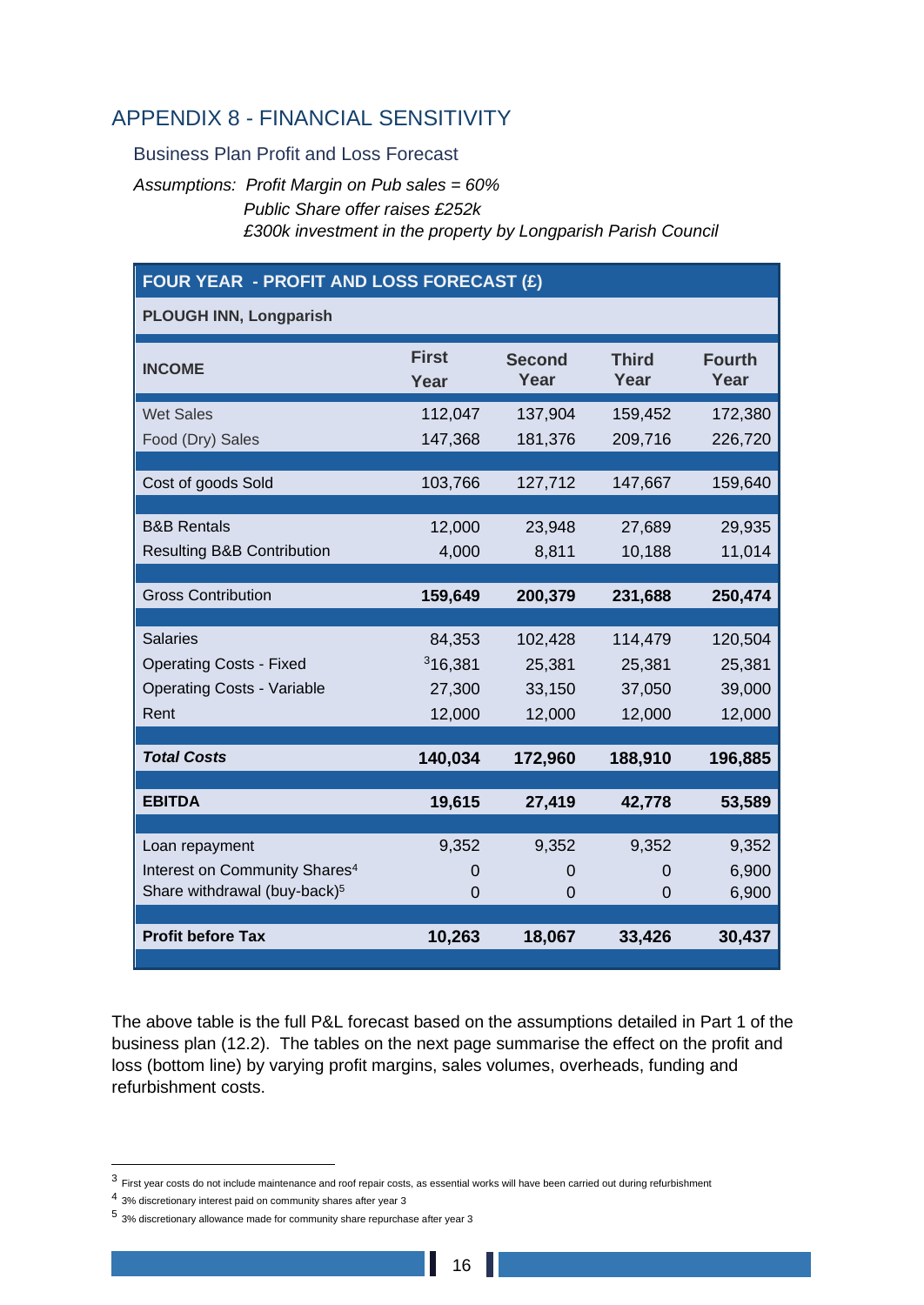# APPENDIX 8 - FINANCIAL SENSITIVITY

## Business Plan Profit and Loss Forecast

*Assumptions: Profit Margin on Pub sales = 60%*
*Public Share offer raises £252k*
*£300k investment in the property by Longparish Parish Council*

| FOUR YEAR - PROFIT AND LOSS FORECAST (£) | | | | |
|---|---|---|---|---|
| **PLOUGH INN, Longparish** | | | | |
| **INCOME** | **First Year** | **Second Year** | **Third Year** | **Fourth Year** |
| Wet Sales | 112,047 | 137,904 | 159,452 | 172,380 |
| Food (Dry) Sales | 147,368 | 181,376 | 209,716 | 226,720 |
| Cost of goods Sold | 103,766 | 127,712 | 147,667 | 159,640 |
| B&B Rentals | 12,000 | 23,948 | 27,689 | 29,935 |
| Resulting B&B Contribution | 4,000 | 8,811 | 10,188 | 11,014 |
| Gross Contribution | **159,649** | **200,379** | **231,688** | **250,474** |
| Salaries | 84,353 | 102,428 | 114,479 | 120,504 |
| Operating Costs - Fixed | [3]16,381 | 25,381 | 25,381 | 25,381 |
| Operating Costs - Variable | 27,300 | 33,150 | 37,050 | 39,000 |
| Rent | 12,000 | 12,000 | 12,000 | 12,000 |
| ***Total Costs*** | **140,034** | **172,960** | **188,910** | **196,885** |
| **EBITDA** | **19,615** | **27,419** | **42,778** | **53,589** |
| Loan repayment | 9,352 | 9,352 | 9,352 | 9,352 |
| Interest on Community Shares[4] | 0 | 0 | 0 | 6,900 |
| Share withdrawal (buy-back)[5] | 0 | 0 | 0 | 6,900 |
| **Profit before Tax** | **10,263** | **18,067** | **33,426** | **30,437** |

The above table is the full P&L forecast based on the assumptions detailed in Part 1 of the business plan (12.2). The tables on the next page summarise the effect on the profit and loss (bottom line) by varying profit margins, sales volumes, overheads, funding and refurbishment costs.

[3] First year costs do not include maintenance and roof repair costs, as essential works will have been carried out during refurbishment

[4] 3% discretionary interest paid on community shares after year 3

[5] 3% discretionary allowance made for community share repurchase after year 3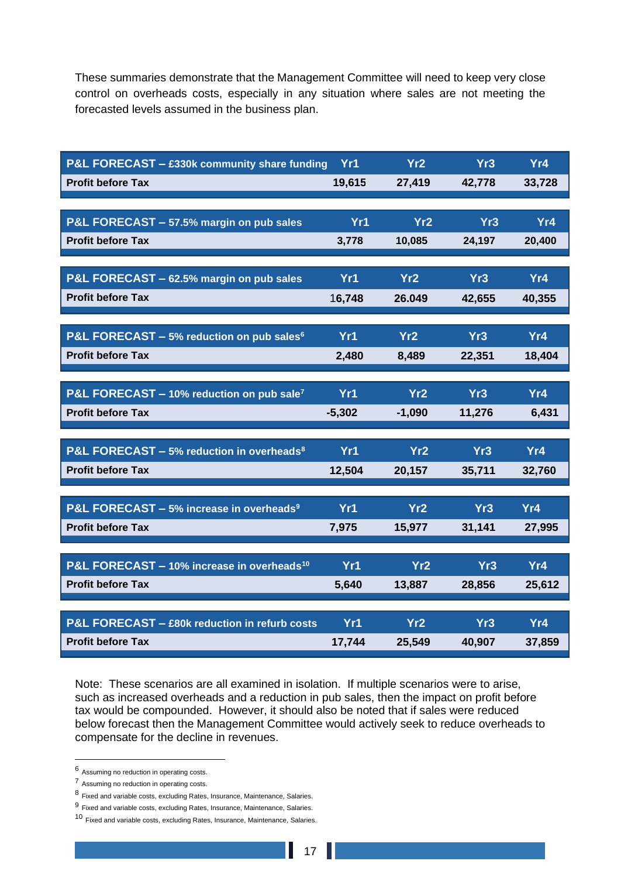These summaries demonstrate that the Management Committee will need to keep very close control on overheads costs, especially in any situation where sales are not meeting the forecasted levels assumed in the business plan.

| P&L FORECAST – £330k community share funding | Yr1 | Yr2 | Yr3 | Yr4 |
|---|---|---|---|---|
| Profit before Tax | 19,615 | 27,419 | 42,778 | 33,728 |

| P&L FORECAST – 57.5% margin on pub sales | Yr1 | Yr2 | Yr3 | Yr4 |
|---|---|---|---|---|
| Profit before Tax | 3,778 | 10,085 | 24,197 | 20,400 |

| P&L FORECAST – 62.5% margin on pub sales | Yr1 | Yr2 | Yr3 | Yr4 |
|---|---|---|---|---|
| Profit before Tax | 16,748 | 26.049 | 42,655 | 40,355 |

| P&L FORECAST – 5% reduction on pub sales[6] | Yr1 | Yr2 | Yr3 | Yr4 |
|---|---|---|---|---|
| Profit before Tax | 2,480 | 8,489 | 22,351 | 18,404 |

| P&L FORECAST – 10% reduction on pub sale[7] | Yr1 | Yr2 | Yr3 | Yr4 |
|---|---|---|---|---|
| Profit before Tax | -5,302 | -1,090 | 11,276 | 6,431 |

| P&L FORECAST – 5% reduction in overheads[8] | Yr1 | Yr2 | Yr3 | Yr4 |
|---|---|---|---|---|
| Profit before Tax | 12,504 | 20,157 | 35,711 | 32,760 |

| P&L FORECAST – 5% increase in overheads[9] | Yr1 | Yr2 | Yr3 | Yr4 |
|---|---|---|---|---|
| Profit before Tax | 7,975 | 15,977 | 31,141 | 27,995 |

| P&L FORECAST – 10% increase in overheads[10] | Yr1 | Yr2 | Yr3 | Yr4 |
|---|---|---|---|---|
| Profit before Tax | 5,640 | 13,887 | 28,856 | 25,612 |

| P&L FORECAST – £80k reduction in refurb costs | Yr1 | Yr2 | Yr3 | Yr4 |
|---|---|---|---|---|
| Profit before Tax | 17,744 | 25,549 | 40,907 | 37,859 |

Note: These scenarios are all examined in isolation. If multiple scenarios were to arise, such as increased overheads and a reduction in pub sales, then the impact on profit before tax would be compounded. However, it should also be noted that if sales were reduced below forecast then the Management Committee would actively seek to reduce overheads to compensate for the decline in revenues.

---

[6] Assuming no reduction in operating costs.

[7] Assuming no reduction in operating costs.

[8] Fixed and variable costs, excluding Rates, Insurance, Maintenance, Salaries.

[9] Fixed and variable costs, excluding Rates, Insurance, Maintenance, Salaries.

[10] Fixed and variable costs, excluding Rates, Insurance, Maintenance, Salaries.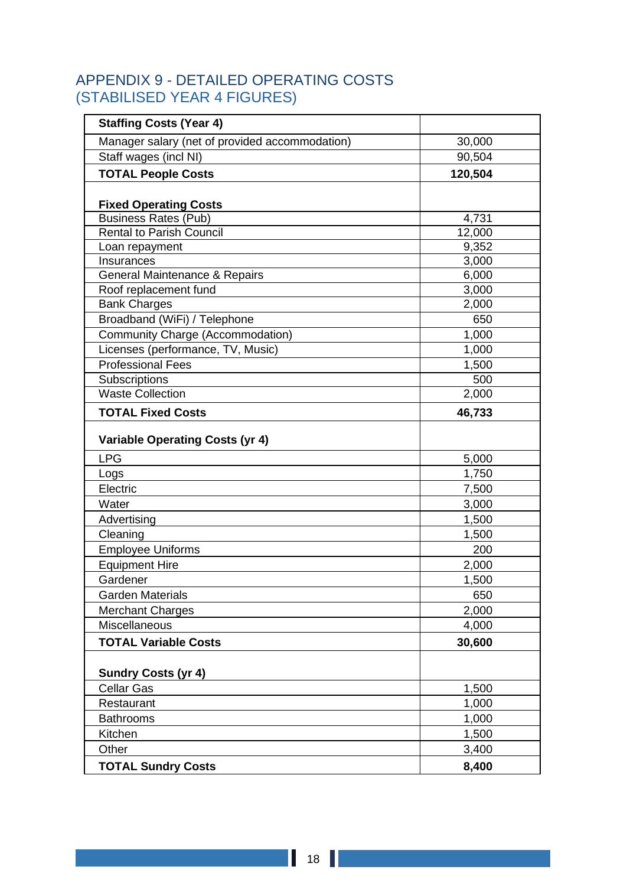# APPENDIX 9 - DETAILED OPERATING COSTS (STABILISED YEAR 4 FIGURES)

| **Staffing Costs (Year 4)** | |
|---|---|
| Manager salary (net of provided accommodation) | 30,000 |
| Staff wages (incl NI) | 90,504 |
| **TOTAL People Costs** | **120,504** |
| **Fixed Operating Costs** | |
| Business Rates (Pub) | 4,731 |
| Rental to Parish Council | 12,000 |
| Loan repayment | 9,352 |
| Insurances | 3,000 |
| General Maintenance & Repairs | 6,000 |
| Roof replacement fund | 3,000 |
| Bank Charges | 2,000 |
| Broadband (WiFi) / Telephone | 650 |
| Community Charge (Accommodation) | 1,000 |
| Licenses (performance, TV, Music) | 1,000 |
| Professional Fees | 1,500 |
| Subscriptions | 500 |
| Waste Collection | 2,000 |
| **TOTAL Fixed Costs** | **46,733** |
| **Variable Operating Costs (yr 4)** | |
| LPG | 5,000 |
| Logs | 1,750 |
| Electric | 7,500 |
| Water | 3,000 |
| Advertising | 1,500 |
| Cleaning | 1,500 |
| Employee Uniforms | 200 |
| Equipment Hire | 2,000 |
| Gardener | 1,500 |
| Garden Materials | 650 |
| Merchant Charges | 2,000 |
| Miscellaneous | 4,000 |
| **TOTAL Variable Costs** | **30,600** |
| **Sundry Costs (yr 4)** | |
| Cellar Gas | 1,500 |
| Restaurant | 1,000 |
| Bathrooms | 1,000 |
| Kitchen | 1,500 |
| Other | 3,400 |
| **TOTAL Sundry Costs** | **8,400** |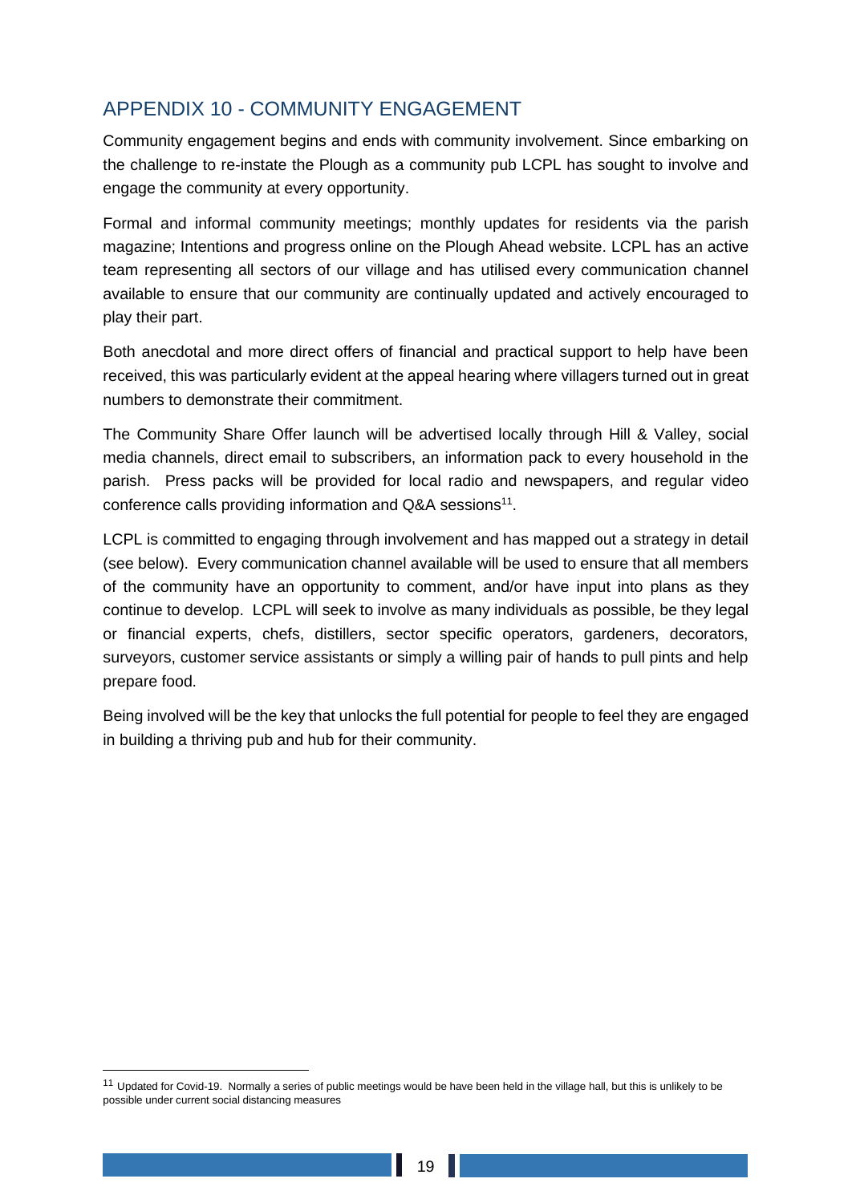## APPENDIX 10 - COMMUNITY ENGAGEMENT

Community engagement begins and ends with community involvement. Since embarking on the challenge to re-instate the Plough as a community pub LCPL has sought to involve and engage the community at every opportunity.

Formal and informal community meetings; monthly updates for residents via the parish magazine; Intentions and progress online on the Plough Ahead website. LCPL has an active team representing all sectors of our village and has utilised every communication channel available to ensure that our community are continually updated and actively encouraged to play their part.

Both anecdotal and more direct offers of financial and practical support to help have been received, this was particularly evident at the appeal hearing where villagers turned out in great numbers to demonstrate their commitment.

The Community Share Offer launch will be advertised locally through Hill & Valley, social media channels, direct email to subscribers, an information pack to every household in the parish. Press packs will be provided for local radio and newspapers, and regular video conference calls providing information and Q&A sessions[11].

LCPL is committed to engaging through involvement and has mapped out a strategy in detail (see below). Every communication channel available will be used to ensure that all members of the community have an opportunity to comment, and/or have input into plans as they continue to develop. LCPL will seek to involve as many individuals as possible, be they legal or financial experts, chefs, distillers, sector specific operators, gardeners, decorators, surveyors, customer service assistants or simply a willing pair of hands to pull pints and help prepare food.

Being involved will be the key that unlocks the full potential for people to feel they are engaged in building a thriving pub and hub for their community.

---

[11] Updated for Covid-19. Normally a series of public meetings would be have been held in the village hall, but this is unlikely to be possible under current social distancing measures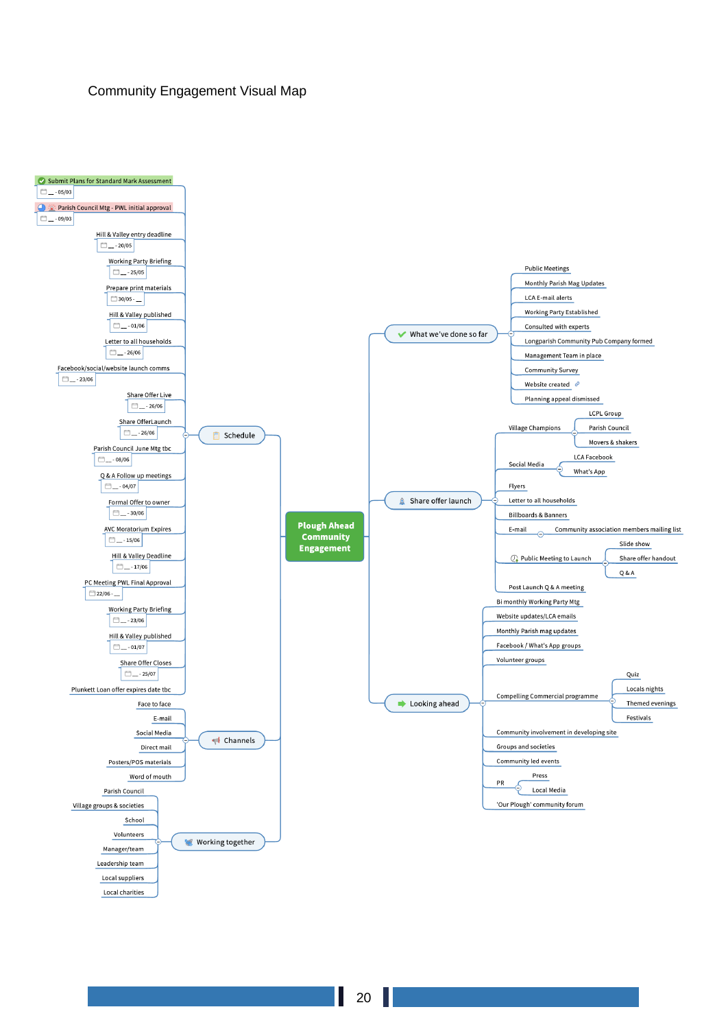Community Engagement Visual Map

Plough Ahead Community Engagement

Schedule

Submit Plans for Standard Mark Assessment
__ - 05/03

Parish Council Mtg - PWL initial approval
__ - 09/03

Hill & Valley entry deadline
__ - 20/05

Working Party Briefing
__ - 25/05

Prepare print materials
30/05 - __

Hill & Valley published
__ - 01/06

Letter to all households
__ - 26/06

Facebook/social/website launch comms
__ - 23/06

Share Offer Live
__ - 26/06

Share OfferLaunch
__ - 26/06

Parish Council June Mtg tbc
__ - 08/06

Q & A Follow up meetings
__ - 04/07

Formal Offer to owner
__ - 30/06

AVC Moratorium Expires
__ - 15/06

Hill & Valley Deadline
__ - 17/06

PC Meeting PWL Final Approval
22/06 - __

Working Party Briefing
__ - 23/06

Hill & Valley published
__ - 01/07

Share Offer Closes
__ - 25/07

Plunkett Loan offer expires date tbc

Channels

- Face to face
- E-mail
- Social Media
- Direct mail
- Posters/POS materials
- Word of mouth

Working together

- Parish Council
- Village groups & societies
- School
- Volunteers
- Manager/team
- Leadership team
- Local suppliers
- Local charities

What we've done so far

- Public Meetings
- Monthly Parish Mag Updates
- LCA E-mail alerts
- Working Party Established
- Consulted with experts
- Longparish Community Pub Company formed
- Management Team in place
- Community Survey
- Website created
- Planning appeal dismissed

Share offer launch

- Village Champions
  - LCPL Group
  - Parish Council
  - Movers & shakers
- Social Media
  - LCA Facebook
  - What's App
- Flyers
- Letter to all households
- Billboards & Banners
- E-mail
  - Community association members mailing list
- Public Meeting to Launch
  - Slide show
  - Share offer handout
  - Q & A
- Post Launch Q & A meeting

Looking ahead

- Bi monthly Working Party Mtg
- Website updates/LCA emails
- Monthly Parish mag updates
- Facebook / What's App groups
- Volunteer groups
- Compelling Commercial programme
  - Quiz
  - Locals nights
  - Themed evenings
  - Festivals
- Community involvement in developing site
- Groups and societies
- Community led events
- PR
  - Press
  - Local Media
- 'Our Plough' community forum